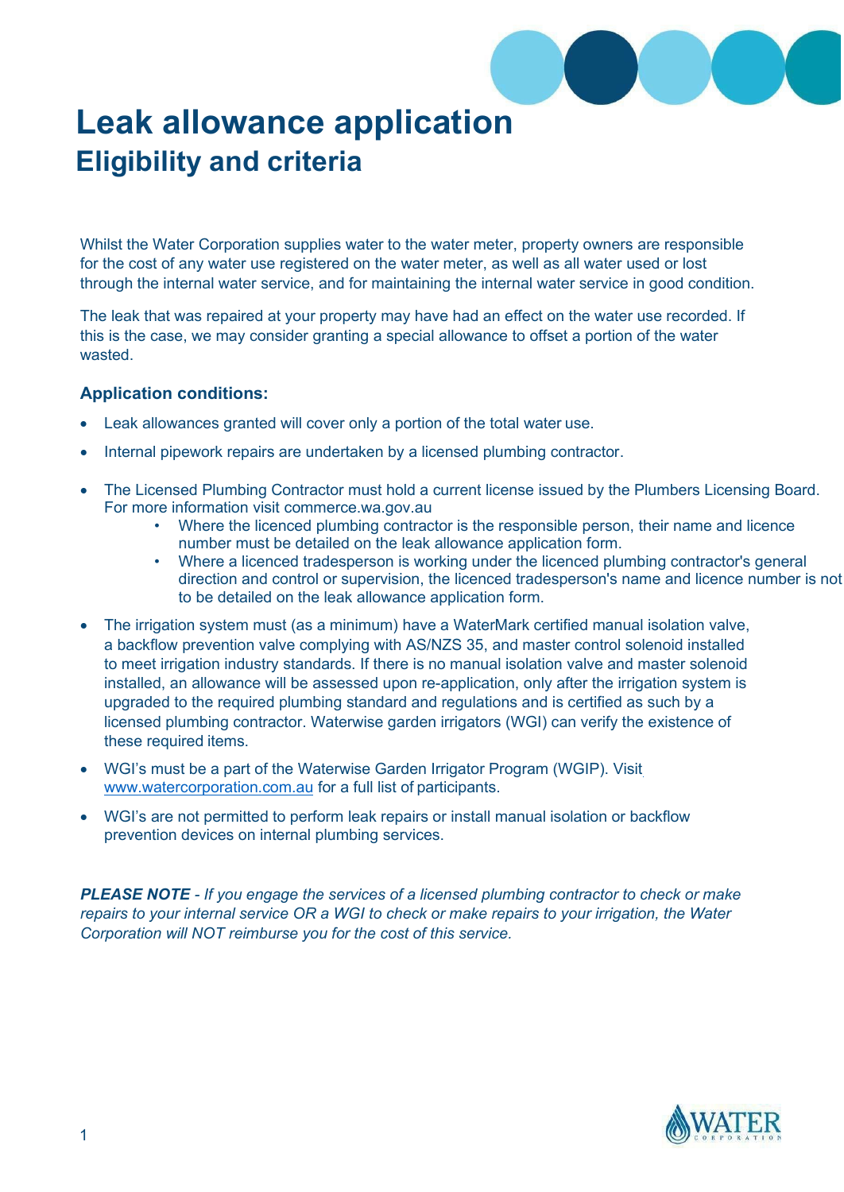# Leak allowance application

## Eligibility and criteria

Whilst the Water Corporation supplies water to the water meter, property owners are responsible for the cost of any water use registered on the water meter, as well as all water used or lost through the internal water service, and for maintaining the internal water service in good condition.

The leak that was repaired at your property may have had an effect on the water use recorded. If this is the case, we may consider granting a special allowance to offset a portion of the water wasted.

### Application conditions:

- Leak allowances granted will cover only a portion of the total water use.
- Internal pipework repairs are undertaken by a licensed plumbing contractor.
- The Licensed Plumbing Contractor must hold a current license issued by the Plumbers Licensing Board. For more information visit commerce.wa.gov.au
  - Where the licenced plumbing contractor is the responsible person, their name and licence number must be detailed on the leak allowance application form.
  - Where a licenced tradesperson is working under the licenced plumbing contractor's general direction and control or supervision, the licenced tradesperson's name and licence number is not to be detailed on the leak allowance application form.
- The irrigation system must (as a minimum) have a WaterMark certified manual isolation valve, a backflow prevention valve complying with AS/NZS 35, and master control solenoid installed to meet irrigation industry standards. If there is no manual isolation valve and master solenoid installed, an allowance will be assessed upon re-application, only after the irrigation system is upgraded to the required plumbing standard and regulations and is certified as such by a licensed plumbing contractor. Waterwise garden irrigators (WGI) can verify the existence of these required items.
- WGI's must be a part of the Waterwise Garden Irrigator Program (WGIP). Visit www.watercorporation.com.au for a full list of participants.
- WGI's are not permitted to perform leak repairs or install manual isolation or backflow prevention devices on internal plumbing services.

***PLEASE NOTE*** *- If you engage the services of a licensed plumbing contractor to check or make repairs to your internal service OR a WGI to check or make repairs to your irrigation, the Water Corporation will NOT reimburse you for the cost of this service.*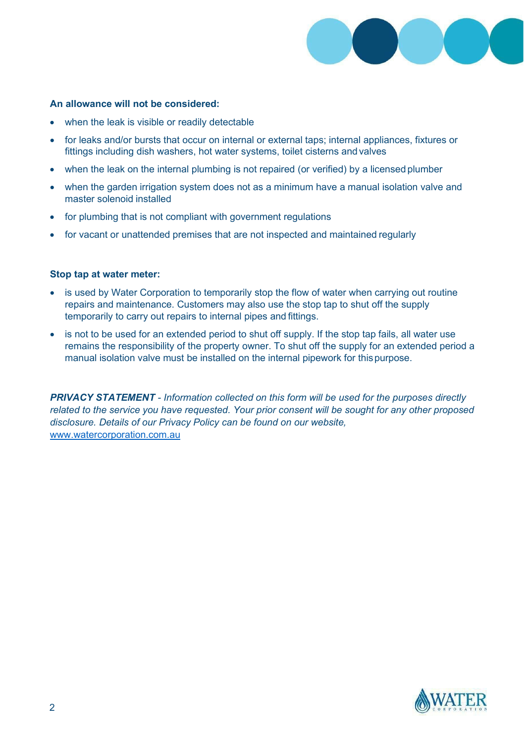**An allowance will not be considered:**

- when the leak is visible or readily detectable
- for leaks and/or bursts that occur on internal or external taps; internal appliances, fixtures or fittings including dish washers, hot water systems, toilet cisterns and valves
- when the leak on the internal plumbing is not repaired (or verified) by a licensed plumber
- when the garden irrigation system does not as a minimum have a manual isolation valve and master solenoid installed
- for plumbing that is not compliant with government regulations
- for vacant or unattended premises that are not inspected and maintained regularly

**Stop tap at water meter:**

- is used by Water Corporation to temporarily stop the flow of water when carrying out routine repairs and maintenance. Customers may also use the stop tap to shut off the supply temporarily to carry out repairs to internal pipes and fittings.
- is not to be used for an extended period to shut off supply. If the stop tap fails, all water use remains the responsibility of the property owner. To shut off the supply for an extended period a manual isolation valve must be installed on the internal pipework for this purpose.

***PRIVACY STATEMENT*** *- Information collected on this form will be used for the purposes directly related to the service you have requested. Your prior consent will be sought for any other proposed disclosure. Details of our Privacy Policy can be found on our website,* [www.watercorporation.com.au](http://www.watercorporation.com.au)